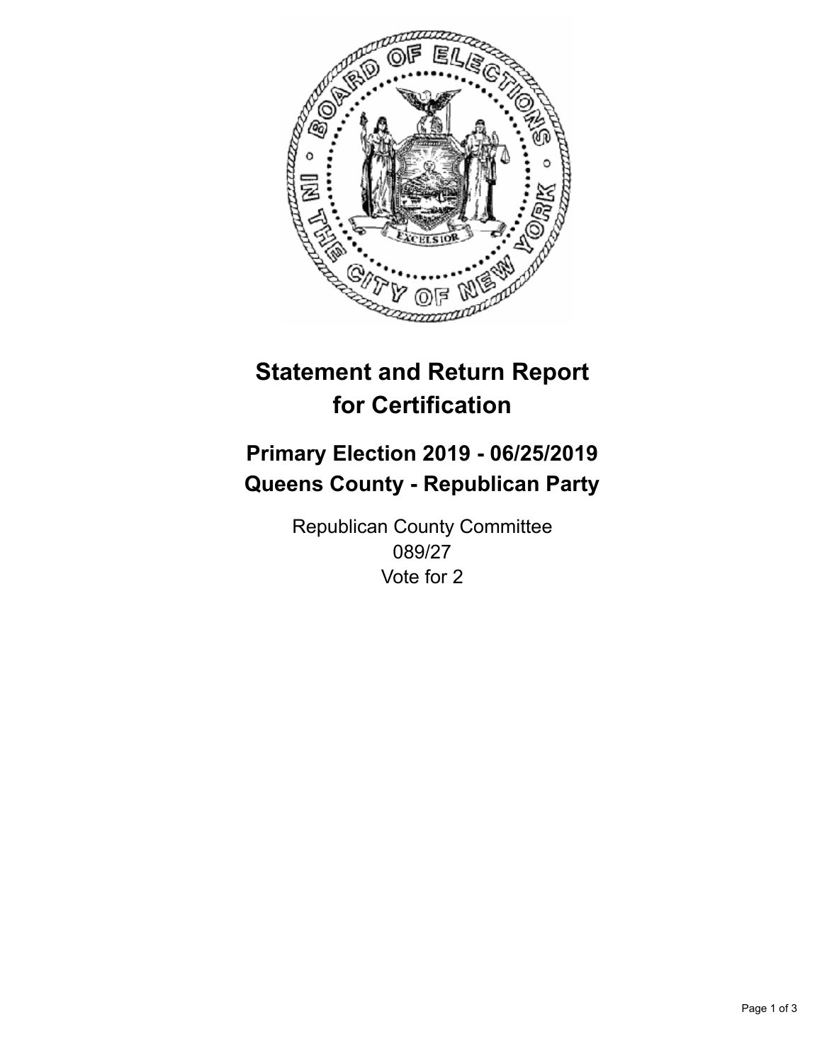# Statement and Return Report for Certification

## Primary Election 2019 - 06/25/2019
## Queens County - Republican Party

Republican County Committee
089/27
Vote for 2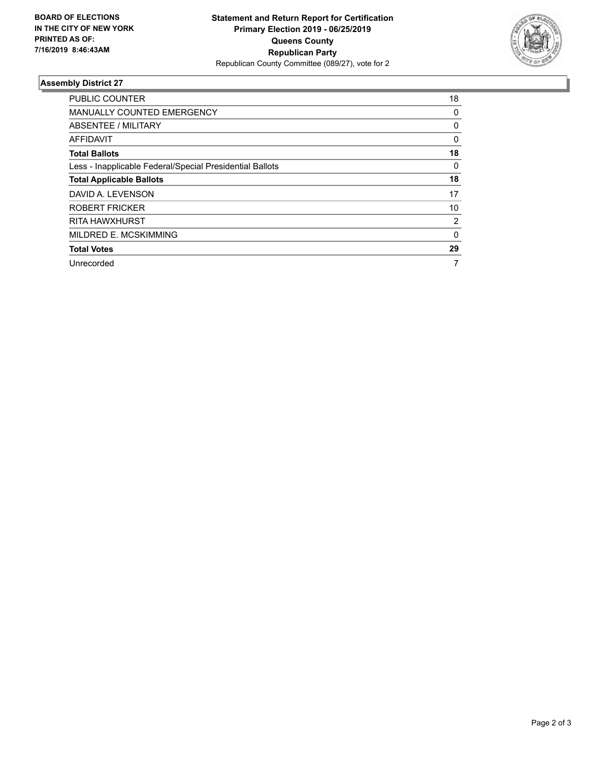**BOARD OF ELECTIONS IN THE CITY OF NEW YORK PRINTED AS OF: 7/16/2019 8:46:43AM**

**Statement and Return Report for Certification**
**Primary Election 2019 - 06/25/2019**
**Queens County**
**Republican Party**
Republican County Committee (089/27), vote for 2

### Assembly District 27

| | |
|---|---|
| PUBLIC COUNTER | 18 |
| MANUALLY COUNTED EMERGENCY | 0 |
| ABSENTEE / MILITARY | 0 |
| AFFIDAVIT | 0 |
| **Total Ballots** | **18** |
| Less - Inapplicable Federal/Special Presidential Ballots | 0 |
| **Total Applicable Ballots** | **18** |
| DAVID A. LEVENSON | 17 |
| ROBERT FRICKER | 10 |
| RITA HAWXHURST | 2 |
| MILDRED E. MCSKIMMING | 0 |
| **Total Votes** | **29** |
| Unrecorded | 7 |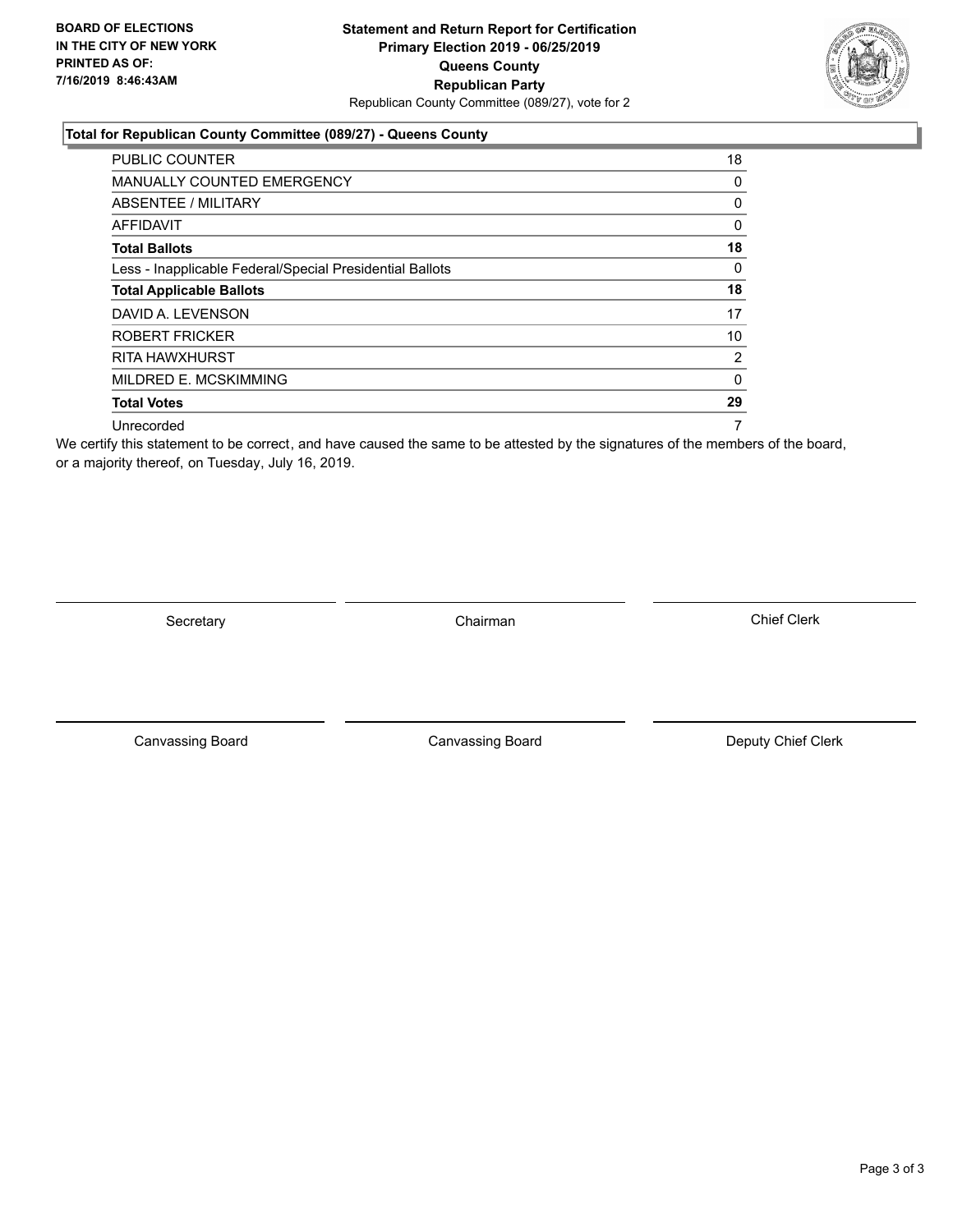**BOARD OF ELECTIONS IN THE CITY OF NEW YORK PRINTED AS OF: 7/16/2019 8:46:43AM**

**Statement and Return Report for Certification**
**Primary Election 2019 - 06/25/2019**
**Queens County**
**Republican Party**
Republican County Committee (089/27), vote for 2

### Total for Republican County Committee (089/27) - Queens County

| | |
|---|---|
| PUBLIC COUNTER | 18 |
| MANUALLY COUNTED EMERGENCY | 0 |
| ABSENTEE / MILITARY | 0 |
| AFFIDAVIT | 0 |
| **Total Ballots** | **18** |
| Less - Inapplicable Federal/Special Presidential Ballots | 0 |
| **Total Applicable Ballots** | **18** |
| DAVID A. LEVENSON | 17 |
| ROBERT FRICKER | 10 |
| RITA HAWXHURST | 2 |
| MILDRED E. MCSKIMMING | 0 |
| **Total Votes** | **29** |
| Unrecorded | 7 |

We certify this statement to be correct, and have caused the same to be attested by the signatures of the members of the board, or a majority thereof, on Tuesday, July 16, 2019.

Secretary

Chairman

Chief Clerk

Canvassing Board

Canvassing Board

Deputy Chief Clerk